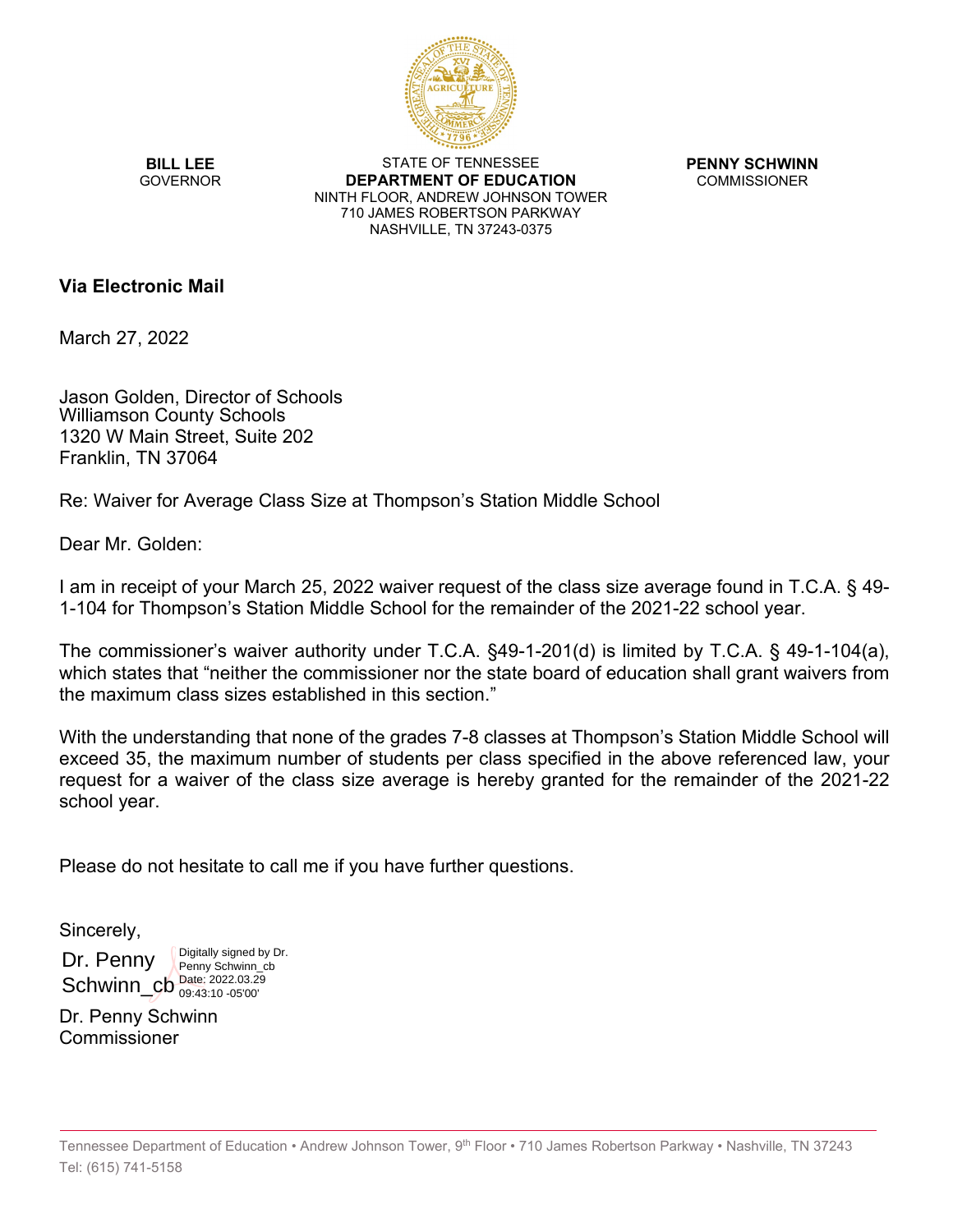**BILL LEE**
GOVERNOR

STATE OF TENNESSEE
**DEPARTMENT OF EDUCATION**
NINTH FLOOR, ANDREW JOHNSON TOWER
710 JAMES ROBERTSON PARKWAY
NASHVILLE, TN 37243-0375

**PENNY SCHWINN**
COMMISSIONER

**Via Electronic Mail**

March 27, 2022

Jason Golden, Director of Schools
Williamson County Schools
1320 W Main Street, Suite 202
Franklin, TN 37064

Re: Waiver for Average Class Size at Thompson's Station Middle School

Dear Mr. Golden:

I am in receipt of your March 25, 2022 waiver request of the class size average found in T.C.A. § 49-1-104 for Thompson's Station Middle School for the remainder of the 2021-22 school year.

The commissioner's waiver authority under T.C.A. §49-1-201(d) is limited by T.C.A. § 49-1-104(a), which states that "neither the commissioner nor the state board of education shall grant waivers from the maximum class sizes established in this section."

With the understanding that none of the grades 7-8 classes at Thompson's Station Middle School will exceed 35, the maximum number of students per class specified in the above referenced law, your request for a waiver of the class size average is hereby granted for the remainder of the 2021-22 school year.

Please do not hesitate to call me if you have further questions.

Sincerely,

Dr. Penny Schwinn_cb
Digitally signed by Dr. Penny Schwinn_cb
Date: 2022.03.29 09:43:10 -05'00'

Dr. Penny Schwinn
Commissioner

Tennessee Department of Education • Andrew Johnson Tower, 9th Floor • 710 James Robertson Parkway • Nashville, TN 37243
Tel: (615) 741-5158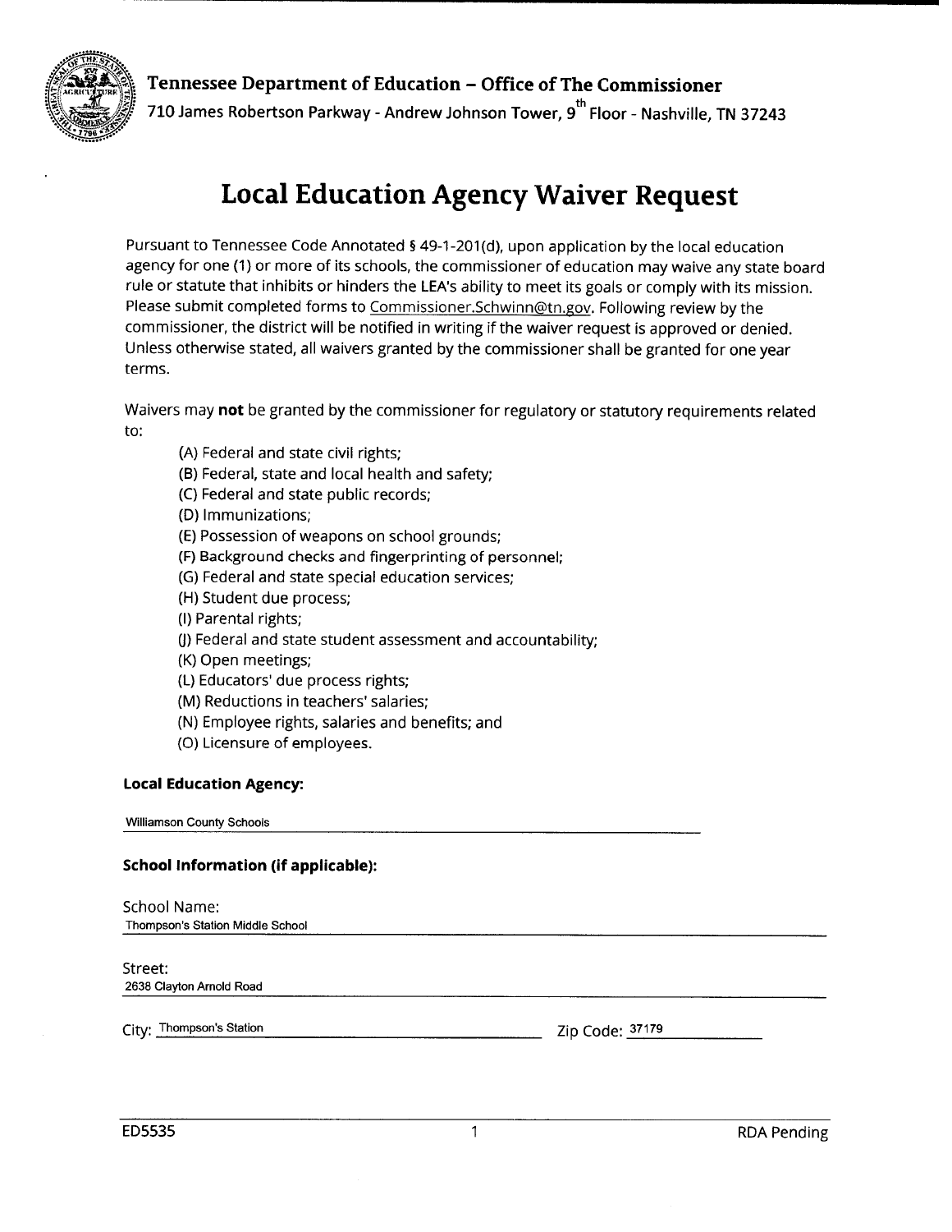Tennessee Department of Education – Office of The Commissioner

710 James Robertson Parkway - Andrew Johnson Tower, 9th Floor - Nashville, TN 37243

# Local Education Agency Waiver Request

Pursuant to Tennessee Code Annotated § 49-1-201(d), upon application by the local education agency for one (1) or more of its schools, the commissioner of education may waive any state board rule or statute that inhibits or hinders the LEA's ability to meet its goals or comply with its mission. Please submit completed forms to Commissioner.Schwinn@tn.gov. Following review by the commissioner, the district will be notified in writing if the waiver request is approved or denied. Unless otherwise stated, all waivers granted by the commissioner shall be granted for one year terms.

Waivers may **not** be granted by the commissioner for regulatory or statutory requirements related to:

(A) Federal and state civil rights;
(B) Federal, state and local health and safety;
(C) Federal and state public records;
(D) Immunizations;
(E) Possession of weapons on school grounds;
(F) Background checks and fingerprinting of personnel;
(G) Federal and state special education services;
(H) Student due process;
(I) Parental rights;
(J) Federal and state student assessment and accountability;
(K) Open meetings;
(L) Educators' due process rights;
(M) Reductions in teachers' salaries;
(N) Employee rights, salaries and benefits; and
(O) Licensure of employees.

**Local Education Agency:**

Williamson County Schools

**School Information (if applicable):**

School Name:
Thompson's Station Middle School

Street:
2638 Clayton Arnold Road

City: Thompson's Station

Zip Code: 37179

ED5535

RDA Pending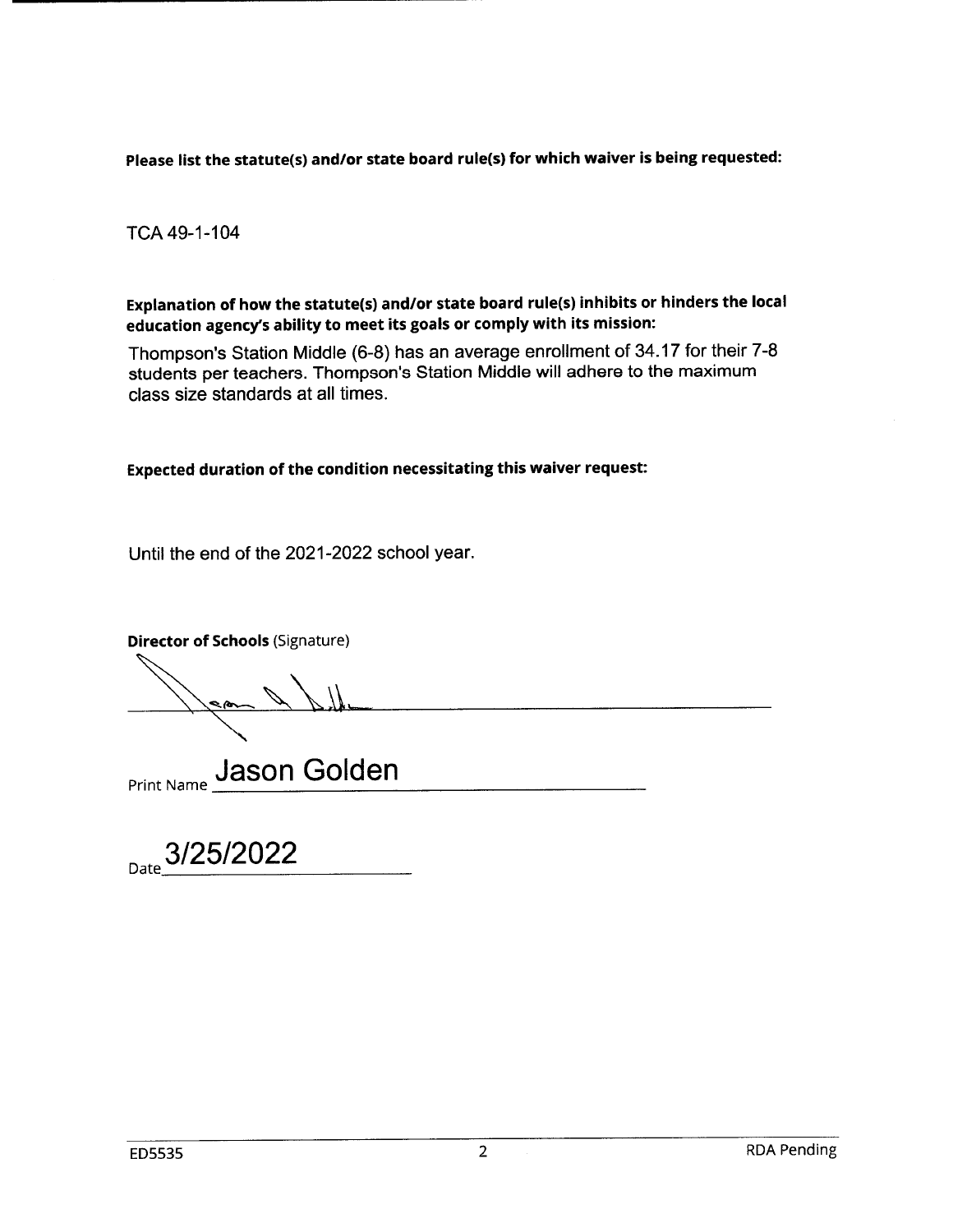**Please list the statute(s) and/or state board rule(s) for which waiver is being requested:**

TCA 49-1-104

**Explanation of how the statute(s) and/or state board rule(s) inhibits or hinders the local education agency's ability to meet its goals or comply with its mission:**

Thompson's Station Middle (6-8) has an average enrollment of 34.17 for their 7-8 students per teachers. Thompson's Station Middle will adhere to the maximum class size standards at all times.

**Expected duration of the condition necessitating this waiver request:**

Until the end of the 2021-2022 school year.

**Director of Schools** (Signature)

Print Name Jason Golden

Date 3/25/2022

ED5535

RDA Pending